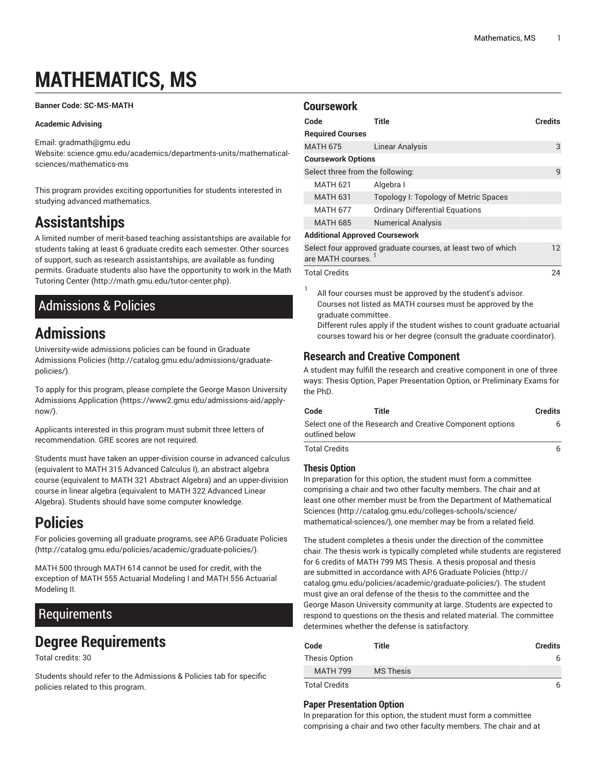# MATHEMATICS, MS

**Banner Code: SC-MS-MATH**

**Academic Advising**

Email: gradmath@gmu.edu
Website: science.gmu.edu/academics/departments-units/mathematical-sciences/mathematics-ms

This program provides exciting opportunities for students interested in studying advanced mathematics.

# Assistantships

A limited number of merit-based teaching assistantships are available for students taking at least 6 graduate credits each semester. Other sources of support, such as research assistantships, are available as funding permits. Graduate students also have the opportunity to work in the Math Tutoring Center (http://math.gmu.edu/tutor-center.php).

## Admissions & Policies

# Admissions

University-wide admissions policies can be found in Graduate Admissions Policies (http://catalog.gmu.edu/admissions/graduate-policies/).

To apply for this program, please complete the George Mason University Admissions Application (https://www2.gmu.edu/admissions-aid/apply-now/).

Applicants interested in this program must submit three letters of recommendation. GRE scores are not required.

Students must have taken an upper-division course in advanced calculus (equivalent to MATH 315 Advanced Calculus I), an abstract algebra course (equivalent to MATH 321 Abstract Algebra) and an upper-division course in linear algebra (equivalent to MATH 322 Advanced Linear Algebra). Students should have some computer knowledge.

# Policies

For policies governing all graduate programs, see AP.6 Graduate Policies (http://catalog.gmu.edu/policies/academic/graduate-policies/).

MATH 500 through MATH 614 cannot be used for credit, with the exception of MATH 555 Actuarial Modeling I and MATH 556 Actuarial Modeling II.

## Requirements

# Degree Requirements

Total credits: 30

Students should refer to the Admissions & Policies tab for specific policies related to this program.

### Coursework

| Code | Title | Credits |
|---|---|---|
| **Required Courses** | | |
| MATH 675 | Linear Analysis | 3 |
| **Coursework Options** | | |
| Select three from the following: | | 9 |
| MATH 621 | Algebra I | |
| MATH 631 | Topology I: Topology of Metric Spaces | |
| MATH 677 | Ordinary Differential Equations | |
| MATH 685 | Numerical Analysis | |
| **Additional Approved Coursework** | | |
| Select four approved graduate courses, at least two of which are MATH courses. [1] | | 12 |
| Total Credits | | 24 |

[1] All four courses must be approved by the student's advisor. Courses not listed as MATH courses must be approved by the graduate committee. Different rules apply if the student wishes to count graduate actuarial courses toward his or her degree (consult the graduate coordinator).

### Research and Creative Component

A student may fulfill the research and creative component in one of three ways: Thesis Option, Paper Presentation Option, or Preliminary Exams for the PhD.

| Code | Title | Credits |
|---|---|---|
| Select one of the Research and Creative Component options outlined below | | 6 |
| Total Credits | | 6 |

#### Thesis Option

In preparation for this option, the student must form a committee comprising a chair and two other faculty members. The chair and at least one other member must be from the Department of Mathematical Sciences (http://catalog.gmu.edu/colleges-schools/science/mathematical-sciences/), one member may be from a related field.

The student completes a thesis under the direction of the committee chair. The thesis work is typically completed while students are registered for 6 credits of MATH 799 MS Thesis. A thesis proposal and thesis are submitted in accordance with AP.6 Graduate Policies (http://catalog.gmu.edu/policies/academic/graduate-policies/). The student must give an oral defense of the thesis to the committee and the George Mason University community at large. Students are expected to respond to questions on the thesis and related material. The committee determines whether the defense is satisfactory.

| Code | Title | Credits |
|---|---|---|
| Thesis Option | | 6 |
| MATH 799 | MS Thesis | |
| Total Credits | | 6 |

#### Paper Presentation Option

In preparation for this option, the student must form a committee comprising a chair and two other faculty members. The chair and at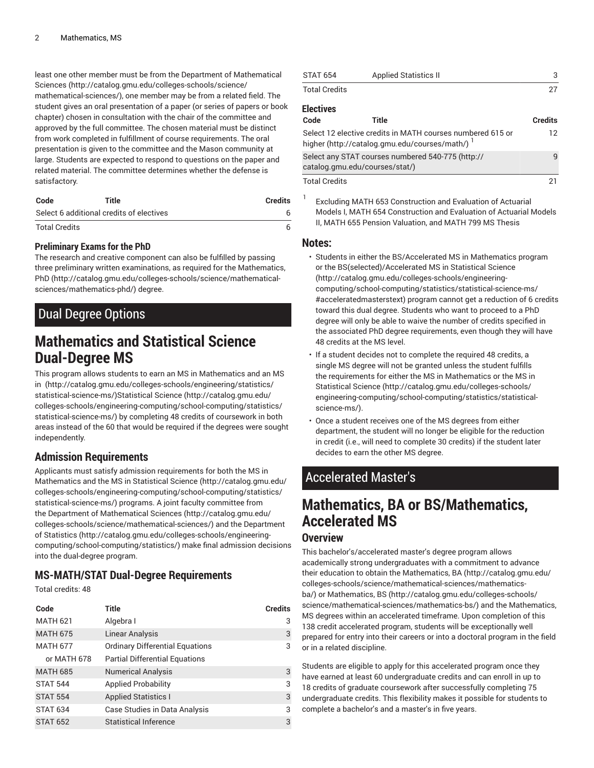least one other member must be from the Department of Mathematical Sciences (http://catalog.gmu.edu/colleges-schools/science/mathematical-sciences/), one member may be from a related field. The student gives an oral presentation of a paper (or series of papers or book chapter) chosen in consultation with the chair of the committee and approved by the full committee. The chosen material must be distinct from work completed in fulfillment of course requirements. The oral presentation is given to the committee and the Mason community at large. Students are expected to respond to questions on the paper and related material. The committee determines whether the defense is satisfactory.

| Code | Title | Credits |
| --- | --- | --- |
| Select 6 additional credits of electives | | 6 |
| Total Credits | | 6 |

### Preliminary Exams for the PhD

The research and creative component can also be fulfilled by passing three preliminary written examinations, as required for the Mathematics, PhD (http://catalog.gmu.edu/colleges-schools/science/mathematical-sciences/mathematics-phd/) degree.

## Dual Degree Options

# Mathematics and Statistical Science Dual-Degree MS

This program allows students to earn an MS in Mathematics and an MS in (http://catalog.gmu.edu/colleges-schools/engineering/statistics/statistical-science-ms/)Statistical Science (http://catalog.gmu.edu/colleges-schools/engineering-computing/school-computing/statistics/statistical-science-ms/) by completing 48 credits of coursework in both areas instead of the 60 that would be required if the degrees were sought independently.

## Admission Requirements

Applicants must satisfy admission requirements for both the MS in Mathematics and the MS in Statistical Science (http://catalog.gmu.edu/colleges-schools/engineering-computing/school-computing/statistics/statistical-science-ms/) programs. A joint faculty committee from the Department of Mathematical Sciences (http://catalog.gmu.edu/colleges-schools/science/mathematical-sciences/) and the Department of Statistics (http://catalog.gmu.edu/colleges-schools/engineering-computing/school-computing/statistics/) make final admission decisions into the dual-degree program.

## MS-MATH/STAT Dual-Degree Requirements

Total credits: 48

| Code | Title | Credits |
| --- | --- | --- |
| MATH 621 | Algebra I | 3 |
| MATH 675 | Linear Analysis | 3 |
| MATH 677 | Ordinary Differential Equations | 3 |
| or MATH 678 | Partial Differential Equations | |
| MATH 685 | Numerical Analysis | 3 |
| STAT 544 | Applied Probability | 3 |
| STAT 554 | Applied Statistics I | 3 |
| STAT 634 | Case Studies in Data Analysis | 3 |
| STAT 652 | Statistical Inference | 3 |
| STAT 654 | Applied Statistics II | 3 |
| Total Credits | | 27 |

### Electives

| Code | Title | Credits |
| --- | --- | --- |
| Select 12 elective credits in MATH courses numbered 615 or higher (http://catalog.gmu.edu/courses/math/) [1] | | 12 |
| Select any STAT courses numbered 540-775 (http://catalog.gmu.edu/courses/stat/) | | 9 |
| Total Credits | | 21 |

[1] Excluding MATH 653 Construction and Evaluation of Actuarial Models I, MATH 654 Construction and Evaluation of Actuarial Models II, MATH 655 Pension Valuation, and MATH 799 MS Thesis

## Notes:

- Students in either the BS/Accelerated MS in Mathematics program or the BS(selected)/Accelerated MS in Statistical Science (http://catalog.gmu.edu/colleges-schools/engineering-computing/school-computing/statistics/statistical-science-ms/#acceleratedmasterstext) program cannot get a reduction of 6 credits toward this dual degree. Students who want to proceed to a PhD degree will only be able to waive the number of credits specified in the associated PhD degree requirements, even though they will have 48 credits at the MS level.
- If a student decides not to complete the required 48 credits, a single MS degree will not be granted unless the student fulfills the requirements for either the MS in Mathematics or the MS in Statistical Science (http://catalog.gmu.edu/colleges-schools/engineering-computing/school-computing/statistics/statistical-science-ms/).
- Once a student receives one of the MS degrees from either department, the student will no longer be eligible for the reduction in credit (i.e., will need to complete 30 credits) if the student later decides to earn the other MS degree.

## Accelerated Master's

# Mathematics, BA or BS/Mathematics, Accelerated MS

## Overview

This bachelor's/accelerated master's degree program allows academically strong undergraduates with a commitment to advance their education to obtain the Mathematics, BA (http://catalog.gmu.edu/colleges-schools/science/mathematical-sciences/mathematics-ba/) or Mathematics, BS (http://catalog.gmu.edu/colleges-schools/science/mathematical-sciences/mathematics-bs/) and the Mathematics, MS degrees within an accelerated timeframe. Upon completion of this 138 credit accelerated program, students will be exceptionally well prepared for entry into their careers or into a doctoral program in the field or in a related discipline.

Students are eligible to apply for this accelerated program once they have earned at least 60 undergraduate credits and can enroll in up to 18 credits of graduate coursework after successfully completing 75 undergraduate credits. This flexibility makes it possible for students to complete a bachelor's and a master's in five years.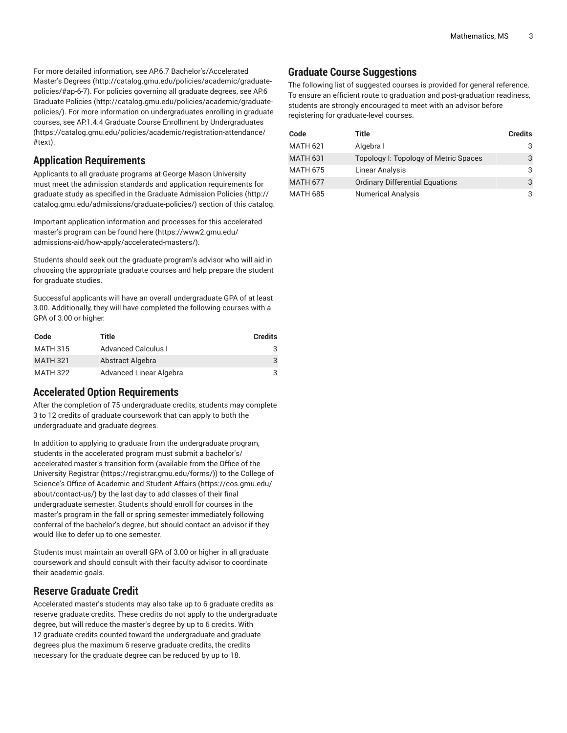For more detailed information, see AP.6.7 Bachelor's/Accelerated Master's Degrees (http://catalog.gmu.edu/policies/academic/graduate-policies/#ap-6-7). For policies governing all graduate degrees, see AP.6 Graduate Policies (http://catalog.gmu.edu/policies/academic/graduate-policies/). For more information on undergraduates enrolling in graduate courses, see AP.1.4.4 Graduate Course Enrollment by Undergraduates (https://catalog.gmu.edu/policies/academic/registration-attendance/#text).

## Application Requirements

Applicants to all graduate programs at George Mason University must meet the admission standards and application requirements for graduate study as specified in the Graduate Admission Policies (http://catalog.gmu.edu/admissions/graduate-policies/) section of this catalog.

Important application information and processes for this accelerated master's program can be found here (https://www2.gmu.edu/admissions-aid/how-apply/accelerated-masters/).

Students should seek out the graduate program's advisor who will aid in choosing the appropriate graduate courses and help prepare the student for graduate studies.

Successful applicants will have an overall undergraduate GPA of at least 3.00. Additionally, they will have completed the following courses with a GPA of 3.00 or higher:

| Code | Title | Credits |
| --- | --- | --- |
| MATH 315 | Advanced Calculus I | 3 |
| MATH 321 | Abstract Algebra | 3 |
| MATH 322 | Advanced Linear Algebra | 3 |

## Accelerated Option Requirements

After the completion of 75 undergraduate credits, students may complete 3 to 12 credits of graduate coursework that can apply to both the undergraduate and graduate degrees.

In addition to applying to graduate from the undergraduate program, students in the accelerated program must submit a bachelor's/accelerated master's transition form (available from the Office of the University Registrar (https://registrar.gmu.edu/forms/)) to the College of Science's Office of Academic and Student Affairs (https://cos.gmu.edu/about/contact-us/) by the last day to add classes of their final undergraduate semester. Students should enroll for courses in the master's program in the fall or spring semester immediately following conferral of the bachelor's degree, but should contact an advisor if they would like to defer up to one semester.

Students must maintain an overall GPA of 3.00 or higher in all graduate coursework and should consult with their faculty advisor to coordinate their academic goals.

## Reserve Graduate Credit

Accelerated master's students may also take up to 6 graduate credits as reserve graduate credits. These credits do not apply to the undergraduate degree, but will reduce the master's degree by up to 6 credits. With 12 graduate credits counted toward the undergraduate and graduate degrees plus the maximum 6 reserve graduate credits, the credits necessary for the graduate degree can be reduced by up to 18.

## Graduate Course Suggestions

The following list of suggested courses is provided for general reference. To ensure an efficient route to graduation and post-graduation readiness, students are strongly encouraged to meet with an advisor before registering for graduate-level courses.

| Code | Title | Credits |
| --- | --- | --- |
| MATH 621 | Algebra I | 3 |
| MATH 631 | Topology I: Topology of Metric Spaces | 3 |
| MATH 675 | Linear Analysis | 3 |
| MATH 677 | Ordinary Differential Equations | 3 |
| MATH 685 | Numerical Analysis | 3 |